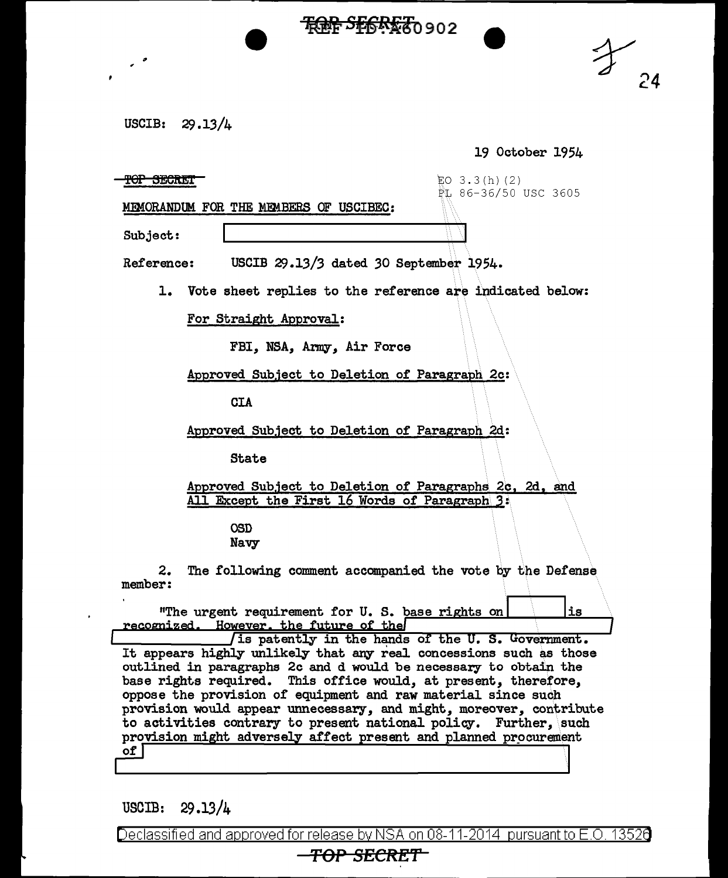TOP SECRET REF ID:A60902

USCIB: 29.13/4

19 October 1954

~~TOP SECRET~~

EO 3.3(h)(2)
PL 86-36/50 USC 3605

MEMORANDUM FOR THE MEMBERS OF USCIBEC:

Subject: [redacted]

Reference: USCIB 29.13/3 dated 30 September 1954.

1. Vote sheet replies to the reference are indicated below:

For Straight Approval:

FBI, NSA, Army, Air Force

Approved Subject to Deletion of Paragraph 2c:

CIA

Approved Subject to Deletion of Paragraph 2d:

State

Approved Subject to Deletion of Paragraphs 2c, 2d, and All Except the First 16 Words of Paragraph 3:

OSD
Navy

2. The following comment accompanied the vote by the Defense member:

"The urgent requirement for U. S. base rights on [redacted] is recognized. However, the future of the [redacted] is patently in the hands of the U. S. Government. It appears highly unlikely that any real concessions such as those outlined in paragraphs 2c and d would be necessary to obtain the base rights required. This office would, at present, therefore, oppose the provision of equipment and raw material since such provision would appear unnecessary, and might, moreover, contribute to activities contrary to present national policy. Further, such provision might adversely affect present and planned procurement of [redacted]

USCIB: 29.13/4

Declassified and approved for release by NSA on 08-11-2014 pursuant to E.O. 13526

TOP SECRET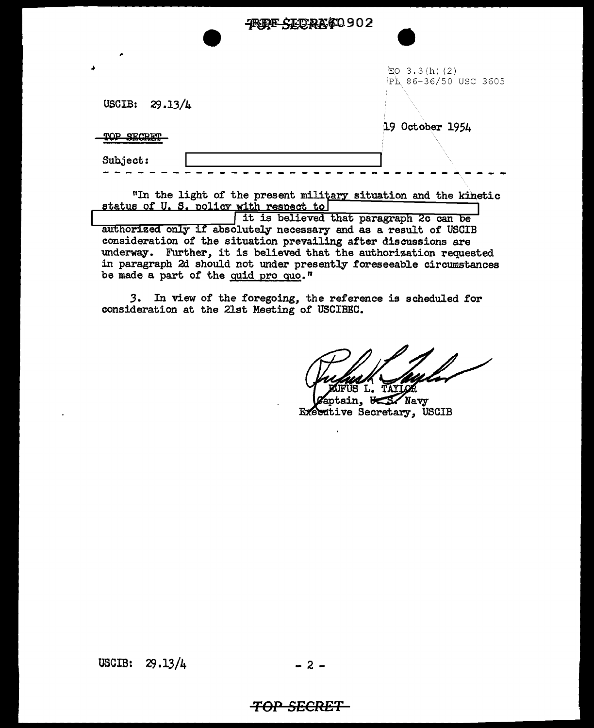REF ID:A60902

EO 3.3(h)(2)
PL 86-36/50 USC 3605

USCIB: 29.13/4

19 October 1954

~~TOP SECRET~~

Subject: [redacted]

- - - - - - - - - - - - - - - - - - - - - - - - - - - - - - - - -

"In the light of the present military situation and the kinetic status of U. S. policy with respect to [redacted] it is believed that paragraph 2c can be authorized only if absolutely necessary and as a result of USCIB consideration of the situation prevailing after discussions are underway. Further, it is believed that the authorization requested in paragraph 2d should not under presently foreseeable circumstances be made a part of the quid pro quo."

3. In view of the foregoing, the reference is scheduled for consideration at the 21st Meeting of USCIBEC.

RUFUS L. TAYLOR
Captain, U. S. Navy
Executive Secretary, USCIB

USCIB: 29.13/4

~~TOP SECRET~~